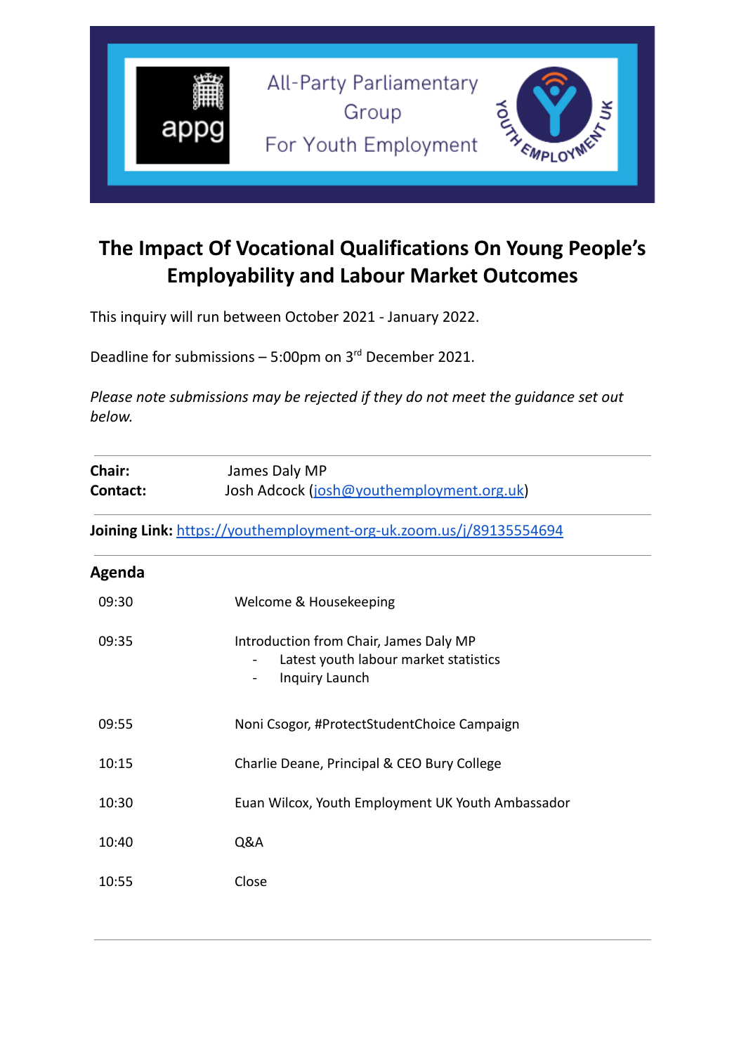All-Party Parliamentary Group For Youth Employment

# The Impact Of Vocational Qualifications On Young People's Employability and Labour Market Outcomes

This inquiry will run between October 2021 - January 2022.

Deadline for submissions – 5:00pm on 3rd December 2021.

*Please note submissions may be rejected if they do not meet the guidance set out below.*

**Chair:** James Daly MP
**Contact:** Josh Adcock (josh@youthemployment.org.uk)

**Joining Link:** https://youthemployment-org-uk.zoom.us/j/89135554694

## Agenda

| | |
|---|---|
| 09:30 | Welcome & Housekeeping |
| 09:35 | Introduction from Chair, James Daly MP<br>- Latest youth labour market statistics<br>- Inquiry Launch |
| 09:55 | Noni Csogor, #ProtectStudentChoice Campaign |
| 10:15 | Charlie Deane, Principal & CEO Bury College |
| 10:30 | Euan Wilcox, Youth Employment UK Youth Ambassador |
| 10:40 | Q&A |
| 10:55 | Close |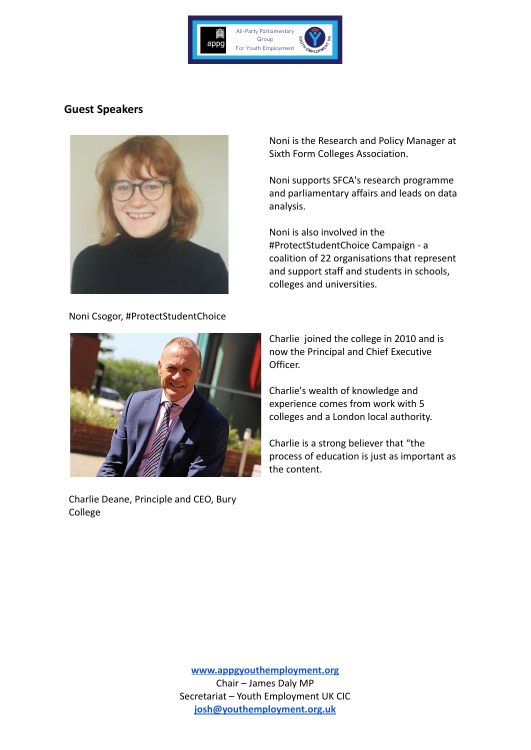## Guest Speakers

Noni is the Research and Policy Manager at Sixth Form Colleges Association.

Noni supports SFCA's research programme and parliamentary affairs and leads on data analysis.

Noni is also involved in the #ProtectStudentChoice Campaign - a coalition of 22 organisations that represent and support staff and students in schools, colleges and universities.

Noni Csogor, #ProtectStudentChoice

Charlie joined the college in 2010 and is now the Principal and Chief Executive Officer.

Charlie's wealth of knowledge and experience comes from work with 5 colleges and a London local authority.

Charlie is a strong believer that "the process of education is just as important as the content.

Charlie Deane, Principle and CEO, Bury College

[www.appgyouthemployment.org](http://www.appgyouthemployment.org)
Chair – James Daly MP
Secretariat – Youth Employment UK CIC
[josh@youthemployment.org.uk](mailto:josh@youthemployment.org.uk)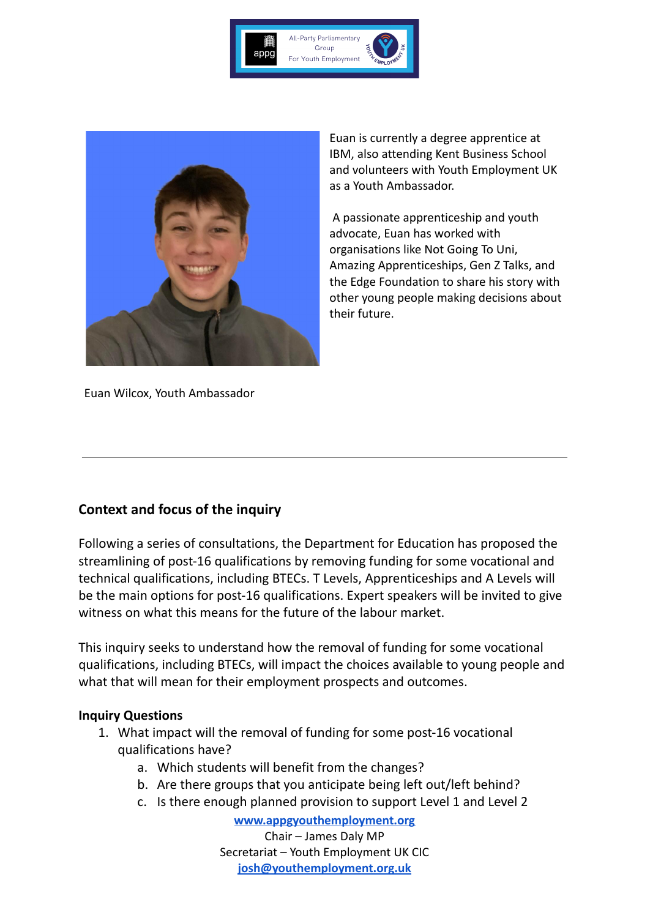Euan is currently a degree apprentice at IBM, also attending Kent Business School and volunteers with Youth Employment UK as a Youth Ambassador.

A passionate apprenticeship and youth advocate, Euan has worked with organisations like Not Going To Uni, Amazing Apprenticeships, Gen Z Talks, and the Edge Foundation to share his story with other young people making decisions about their future.

Euan Wilcox, Youth Ambassador

---

## Context and focus of the inquiry

Following a series of consultations, the Department for Education has proposed the streamlining of post-16 qualifications by removing funding for some vocational and technical qualifications, including BTECs. T Levels, Apprenticeships and A Levels will be the main options for post-16 qualifications. Expert speakers will be invited to give witness on what this means for the future of the labour market.

This inquiry seeks to understand how the removal of funding for some vocational qualifications, including BTECs, will impact the choices available to young people and what that will mean for their employment prospects and outcomes.

**Inquiry Questions**

1. What impact will the removal of funding for some post-16 vocational qualifications have?
   a. Which students will benefit from the changes?
   b. Are there groups that you anticipate being left out/left behind?
   c. Is there enough planned provision to support Level 1 and Level 2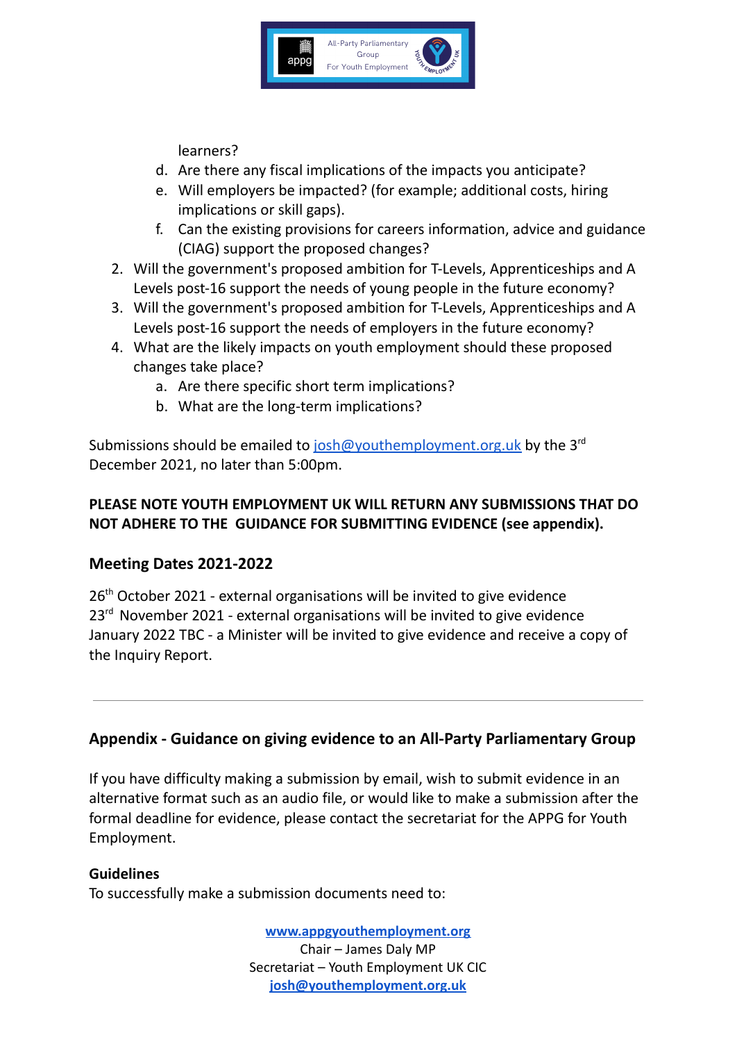learners?

   d. Are there any fiscal implications of the impacts you anticipate?
   e. Will employers be impacted? (for example; additional costs, hiring implications or skill gaps).
   f. Can the existing provisions for careers information, advice and guidance (CIAG) support the proposed changes?

2. Will the government's proposed ambition for T-Levels, Apprenticeships and A Levels post-16 support the needs of young people in the future economy?
3. Will the government's proposed ambition for T-Levels, Apprenticeships and A Levels post-16 support the needs of employers in the future economy?
4. What are the likely impacts on youth employment should these proposed changes take place?
   a. Are there specific short term implications?
   b. What are the long-term implications?

Submissions should be emailed to josh@youthemployment.org.uk by the 3rd December 2021, no later than 5:00pm.

**PLEASE NOTE YOUTH EMPLOYMENT UK WILL RETURN ANY SUBMISSIONS THAT DO NOT ADHERE TO THE GUIDANCE FOR SUBMITTING EVIDENCE (see appendix).**

## Meeting Dates 2021-2022

26th October 2021 - external organisations will be invited to give evidence
23rd November 2021 - external organisations will be invited to give evidence
January 2022 TBC - a Minister will be invited to give evidence and receive a copy of the Inquiry Report.

---

## Appendix - Guidance on giving evidence to an All-Party Parliamentary Group

If you have difficulty making a submission by email, wish to submit evidence in an alternative format such as an audio file, or would like to make a submission after the formal deadline for evidence, please contact the secretariat for the APPG for Youth Employment.

**Guidelines**
To successfully make a submission documents need to: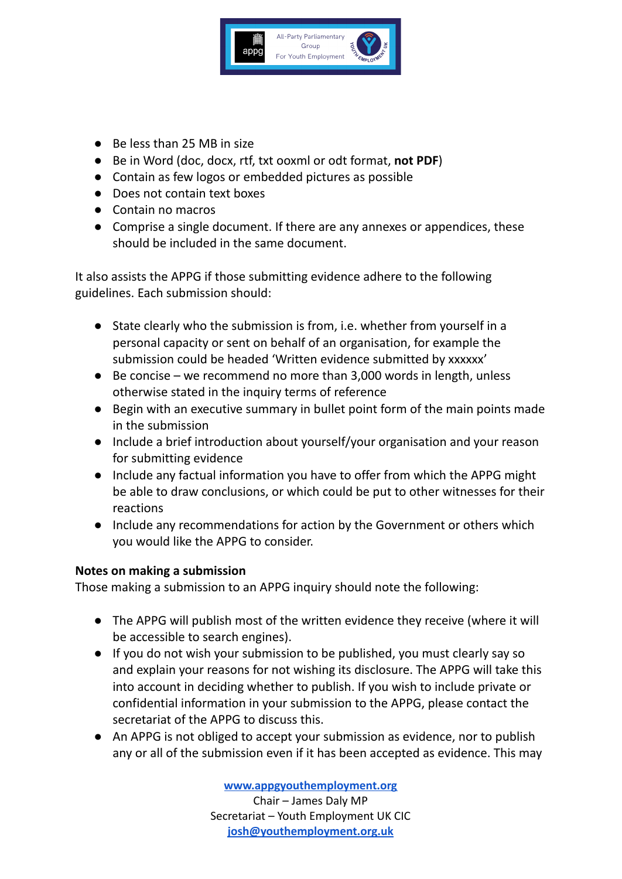- Be less than 25 MB in size
- Be in Word (doc, docx, rtf, txt ooxml or odt format, **not PDF**)
- Contain as few logos or embedded pictures as possible
- Does not contain text boxes
- Contain no macros
- Comprise a single document. If there are any annexes or appendices, these should be included in the same document.

It also assists the APPG if those submitting evidence adhere to the following guidelines. Each submission should:

- State clearly who the submission is from, i.e. whether from yourself in a personal capacity or sent on behalf of an organisation, for example the submission could be headed 'Written evidence submitted by xxxxxx'
- Be concise – we recommend no more than 3,000 words in length, unless otherwise stated in the inquiry terms of reference
- Begin with an executive summary in bullet point form of the main points made in the submission
- Include a brief introduction about yourself/your organisation and your reason for submitting evidence
- Include any factual information you have to offer from which the APPG might be able to draw conclusions, or which could be put to other witnesses for their reactions
- Include any recommendations for action by the Government or others which you would like the APPG to consider.

**Notes on making a submission**

Those making a submission to an APPG inquiry should note the following:

- The APPG will publish most of the written evidence they receive (where it will be accessible to search engines).
- If you do not wish your submission to be published, you must clearly say so and explain your reasons for not wishing its disclosure. The APPG will take this into account in deciding whether to publish. If you wish to include private or confidential information in your submission to the APPG, please contact the secretariat of the APPG to discuss this.
- An APPG is not obliged to accept your submission as evidence, nor to publish any or all of the submission even if it has been accepted as evidence. This may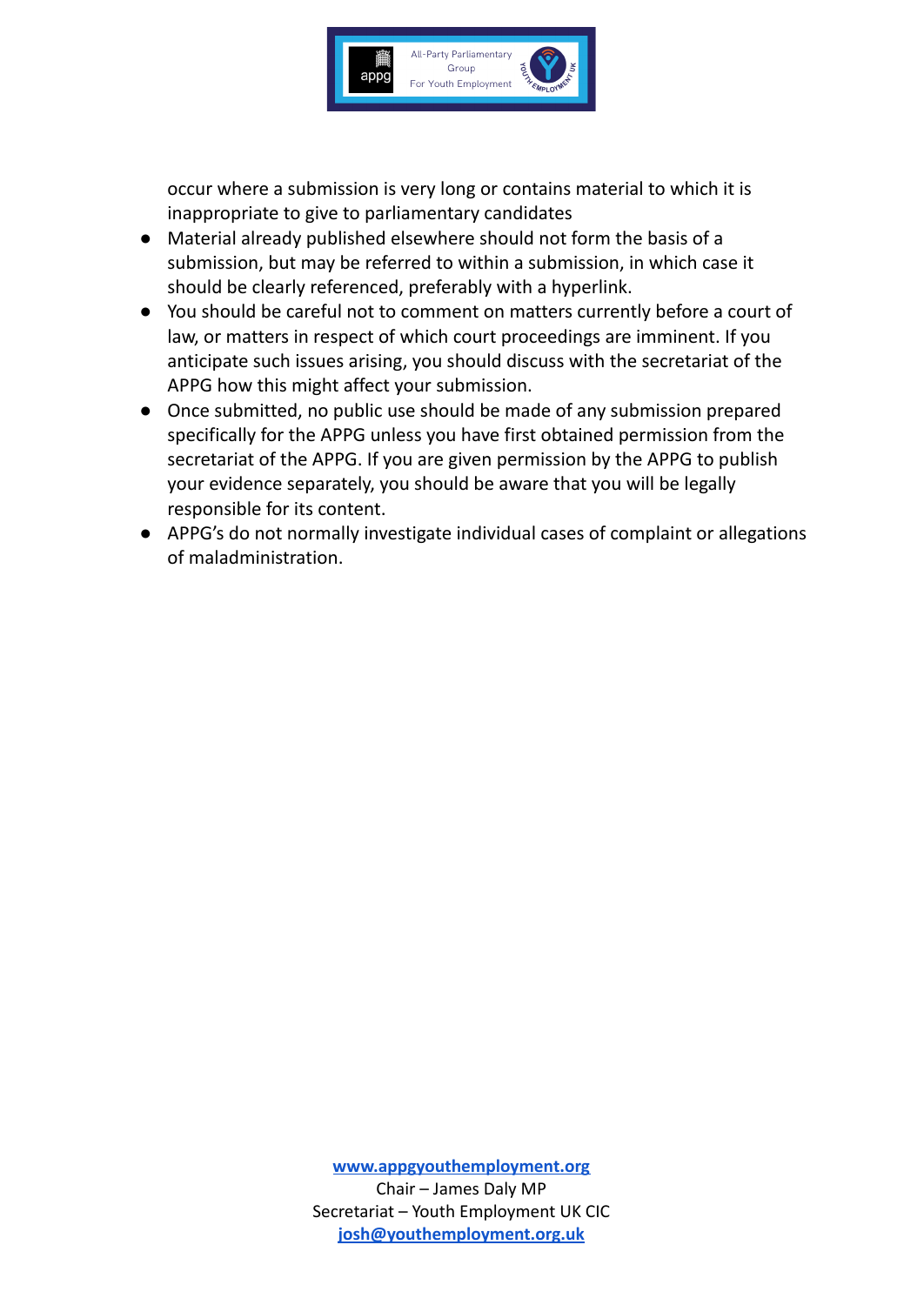occur where a submission is very long or contains material to which it is inappropriate to give to parliamentary candidates

- Material already published elsewhere should not form the basis of a submission, but may be referred to within a submission, in which case it should be clearly referenced, preferably with a hyperlink.
- You should be careful not to comment on matters currently before a court of law, or matters in respect of which court proceedings are imminent. If you anticipate such issues arising, you should discuss with the secretariat of the APPG how this might affect your submission.
- Once submitted, no public use should be made of any submission prepared specifically for the APPG unless you have first obtained permission from the secretariat of the APPG. If you are given permission by the APPG to publish your evidence separately, you should be aware that you will be legally responsible for its content.
- APPG's do not normally investigate individual cases of complaint or allegations of maladministration.